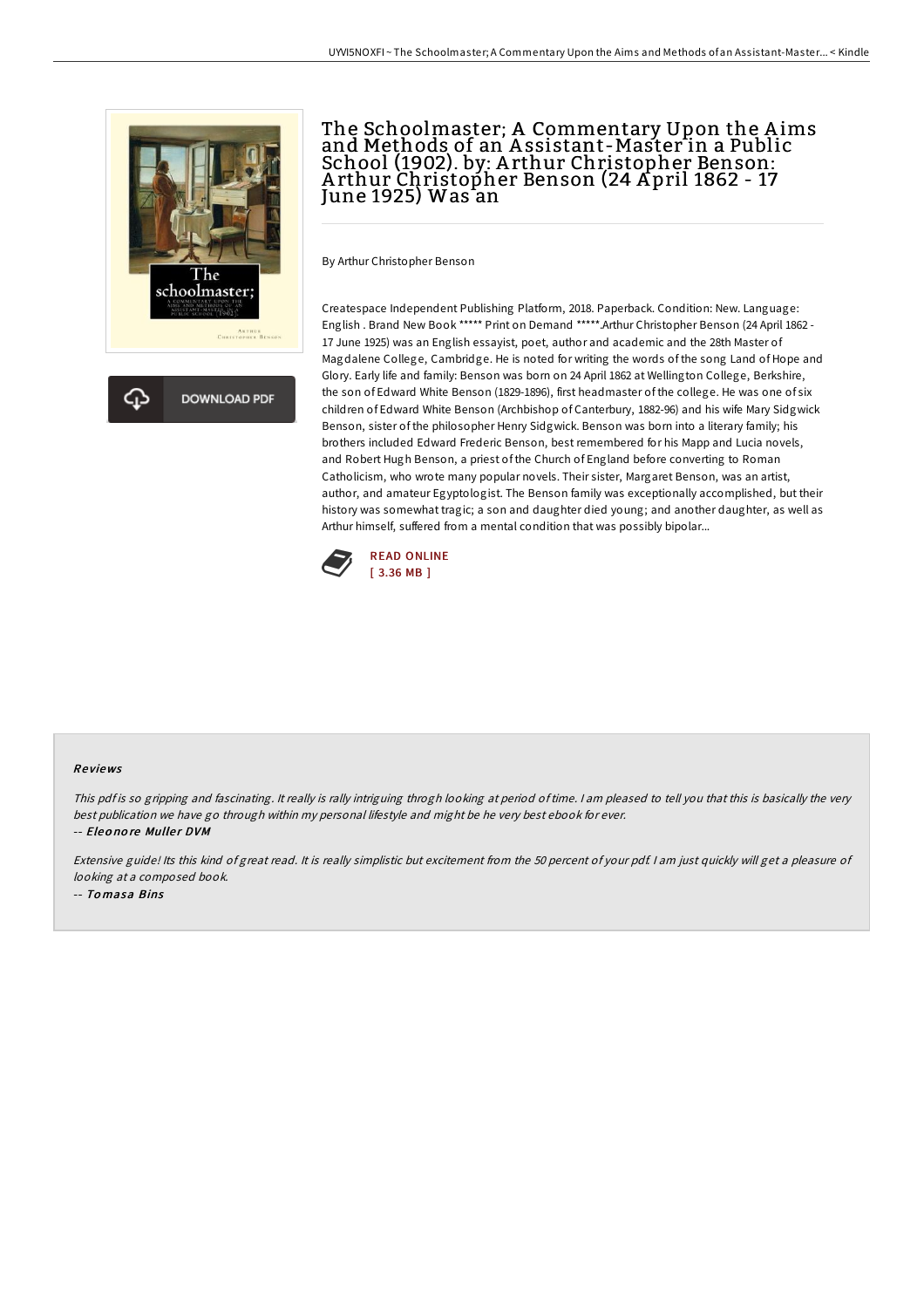# The Schoolmaster; A Commentary Upon the Aims and Methods of an Assistant-Master in a Public School (1902). by: Arthur Christopher Benson: Arthur Christopher Benson (24 April 1862 - 17 June 1925) Was an

By Arthur Christopher Benson

Createspace Independent Publishing Platform, 2018. Paperback. Condition: New. Language: English . Brand New Book ***** Print on Demand *****.Arthur Christopher Benson (24 April 1862 - 17 June 1925) was an English essayist, poet, author and academic and the 28th Master of Magdalene College, Cambridge. He is noted for writing the words of the song Land of Hope and Glory. Early life and family: Benson was born on 24 April 1862 at Wellington College, Berkshire, the son of Edward White Benson (1829-1896), first headmaster of the college. He was one of six children of Edward White Benson (Archbishop of Canterbury, 1882-96) and his wife Mary Sidgwick Benson, sister of the philosopher Henry Sidgwick. Benson was born into a literary family; his brothers included Edward Frederic Benson, best remembered for his Mapp and Lucia novels, and Robert Hugh Benson, a priest of the Church of England before converting to Roman Catholicism, who wrote many popular novels. Their sister, Margaret Benson, was an artist, author, and amateur Egyptologist. The Benson family was exceptionally accomplished, but their history was somewhat tragic; a son and daughter died young; and another daughter, as well as Arthur himself, suffered from a mental condition that was possibly bipolar...

DOWNLOAD PDF

READ ONLINE
[ 3.36 MB ]

## Reviews

*This pdf is so gripping and fascinating. It really is rally intriguing throgh looking at period of time. I am pleased to tell you that this is basically the very best publication we have go through within my personal lifestyle and might be he very best ebook for ever.*

-- ***Eleonore Muller DVM***

*Extensive guide! Its this kind of great read. It is really simplistic but excitement from the 50 percent of your pdf. I am just quickly will get a pleasure of looking at a composed book.*

-- ***Tomasa Bins***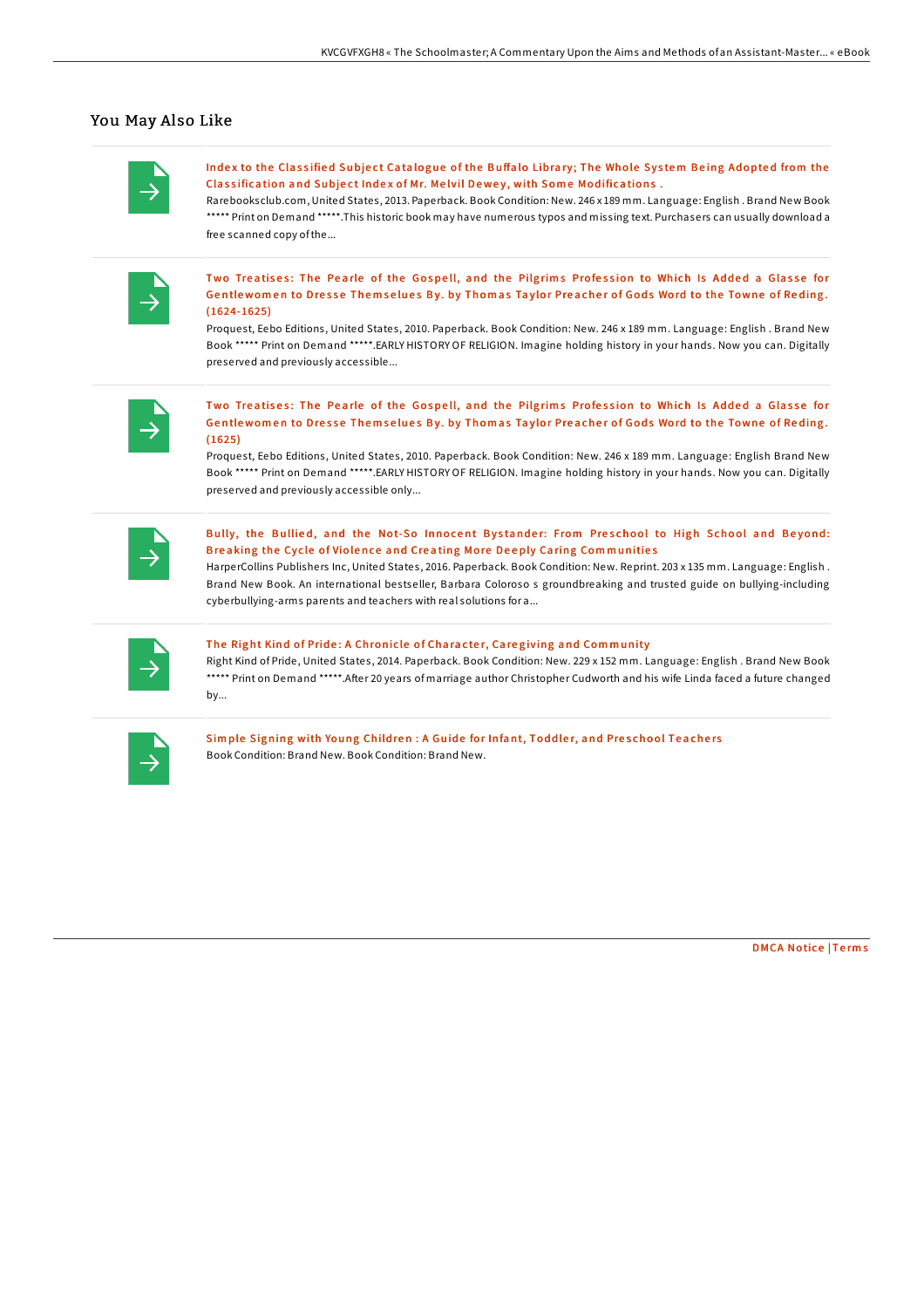## You May Also Like

**Index to the Classified Subject Catalogue of the Buffalo Library; The Whole System Being Adopted from the Classification and Subject Index of Mr. Melvil Dewey, with Some Modifications .**

Rarebooksclub.com, United States, 2013. Paperback. Book Condition: New. 246 x 189 mm. Language: English . Brand New Book ***** Print on Demand *****.This historic book may have numerous typos and missing text. Purchasers can usually download a free scanned copy of the...

**Two Treatises: The Pearle of the Gospell, and the Pilgrims Profession to Which Is Added a Glasse for Gentlewomen to Dresse Themselues By. by Thomas Taylor Preacher of Gods Word to the Towne of Reding. (1624-1625)**

Proquest, Eebo Editions, United States, 2010. Paperback. Book Condition: New. 246 x 189 mm. Language: English . Brand New Book ***** Print on Demand *****.EARLY HISTORY OF RELIGION. Imagine holding history in your hands. Now you can. Digitally preserved and previously accessible...

**Two Treatises: The Pearle of the Gospell, and the Pilgrims Profession to Which Is Added a Glasse for Gentlewomen to Dresse Themselues By. by Thomas Taylor Preacher of Gods Word to the Towne of Reding. (1625)**

Proquest, Eebo Editions, United States, 2010. Paperback. Book Condition: New. 246 x 189 mm. Language: English Brand New Book ***** Print on Demand *****.EARLY HISTORY OF RELIGION. Imagine holding history in your hands. Now you can. Digitally preserved and previously accessible only...

**Bully, the Bullied, and the Not-So Innocent Bystander: From Preschool to High School and Beyond: Breaking the Cycle of Violence and Creating More Deeply Caring Communities**

HarperCollins Publishers Inc, United States, 2016. Paperback. Book Condition: New. Reprint. 203 x 135 mm. Language: English . Brand New Book. An international bestseller, Barbara Coloroso s groundbreaking and trusted guide on bullying-including cyberbullying-arms parents and teachers with real solutions for a...

**The Right Kind of Pride: A Chronicle of Character, Caregiving and Community**

Right Kind of Pride, United States, 2014. Paperback. Book Condition: New. 229 x 152 mm. Language: English . Brand New Book ***** Print on Demand *****.After 20 years of marriage author Christopher Cudworth and his wife Linda faced a future changed by...

**Simple Signing with Young Children : A Guide for Infant, Toddler, and Preschool Teachers**

Book Condition: Brand New. Book Condition: Brand New.

DMCA Notice | Terms